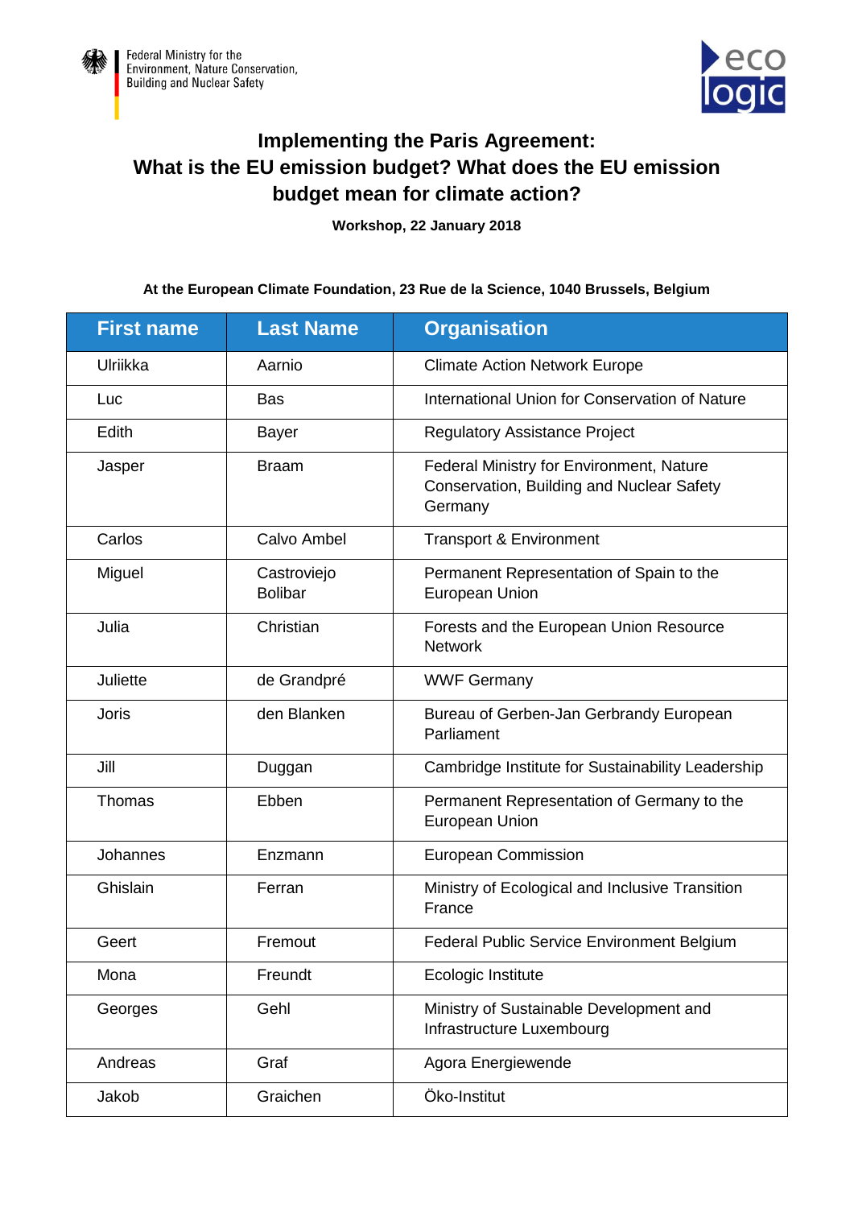Federal Ministry for the Environment, Nature Conservation, Building and Nuclear Safety

eco logic

# Implementing the Paris Agreement: What is the EU emission budget? What does the EU emission budget mean for climate action?

**Workshop, 22 January 2018**

**At the European Climate Foundation, 23 Rue de la Science, 1040 Brussels, Belgium**

| First name | Last Name | Organisation |
| --- | --- | --- |
| Ulriikka | Aarnio | Climate Action Network Europe |
| Luc | Bas | International Union for Conservation of Nature |
| Edith | Bayer | Regulatory Assistance Project |
| Jasper | Braam | Federal Ministry for Environment, Nature Conservation, Building and Nuclear Safety Germany |
| Carlos | Calvo Ambel | Transport & Environment |
| Miguel | Castroviejo Bolibar | Permanent Representation of Spain to the European Union |
| Julia | Christian | Forests and the European Union Resource Network |
| Juliette | de Grandpré | WWF Germany |
| Joris | den Blanken | Bureau of Gerben-Jan Gerbrandy European Parliament |
| Jill | Duggan | Cambridge Institute for Sustainability Leadership |
| Thomas | Ebben | Permanent Representation of Germany to the European Union |
| Johannes | Enzmann | European Commission |
| Ghislain | Ferran | Ministry of Ecological and Inclusive Transition France |
| Geert | Fremout | Federal Public Service Environment Belgium |
| Mona | Freundt | Ecologic Institute |
| Georges | Gehl | Ministry of Sustainable Development and Infrastructure Luxembourg |
| Andreas | Graf | Agora Energiewende |
| Jakob | Graichen | Öko-Institut |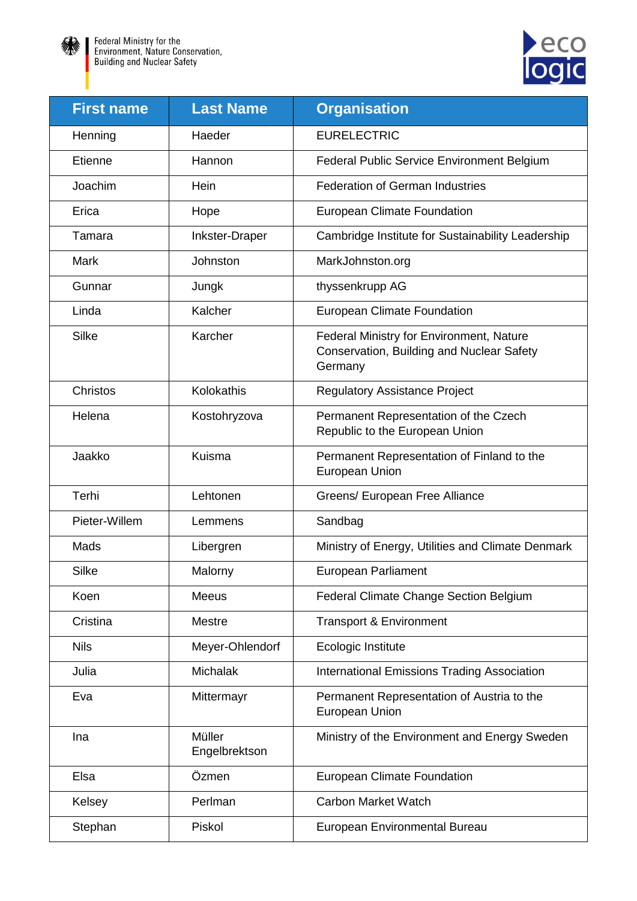| First name | Last Name | Organisation |
|---|---|---|
| Henning | Haeder | EURELECTRIC |
| Etienne | Hannon | Federal Public Service Environment Belgium |
| Joachim | Hein | Federation of German Industries |
| Erica | Hope | European Climate Foundation |
| Tamara | Inkster-Draper | Cambridge Institute for Sustainability Leadership |
| Mark | Johnston | MarkJohnston.org |
| Gunnar | Jungk | thyssenkrupp AG |
| Linda | Kalcher | European Climate Foundation |
| Silke | Karcher | Federal Ministry for Environment, Nature Conservation, Building and Nuclear Safety Germany |
| Christos | Kolokathis | Regulatory Assistance Project |
| Helena | Kostohryzova | Permanent Representation of the Czech Republic to the European Union |
| Jaakko | Kuisma | Permanent Representation of Finland to the European Union |
| Terhi | Lehtonen | Greens/ European Free Alliance |
| Pieter-Willem | Lemmens | Sandbag |
| Mads | Libergren | Ministry of Energy, Utilities and Climate Denmark |
| Silke | Malorny | European Parliament |
| Koen | Meeus | Federal Climate Change Section Belgium |
| Cristina | Mestre | Transport & Environment |
| Nils | Meyer-Ohlendorf | Ecologic Institute |
| Julia | Michalak | International Emissions Trading Association |
| Eva | Mittermayr | Permanent Representation of Austria to the European Union |
| Ina | Müller Engelbrektson | Ministry of the Environment and Energy Sweden |
| Elsa | Özmen | European Climate Foundation |
| Kelsey | Perlman | Carbon Market Watch |
| Stephan | Piskol | European Environmental Bureau |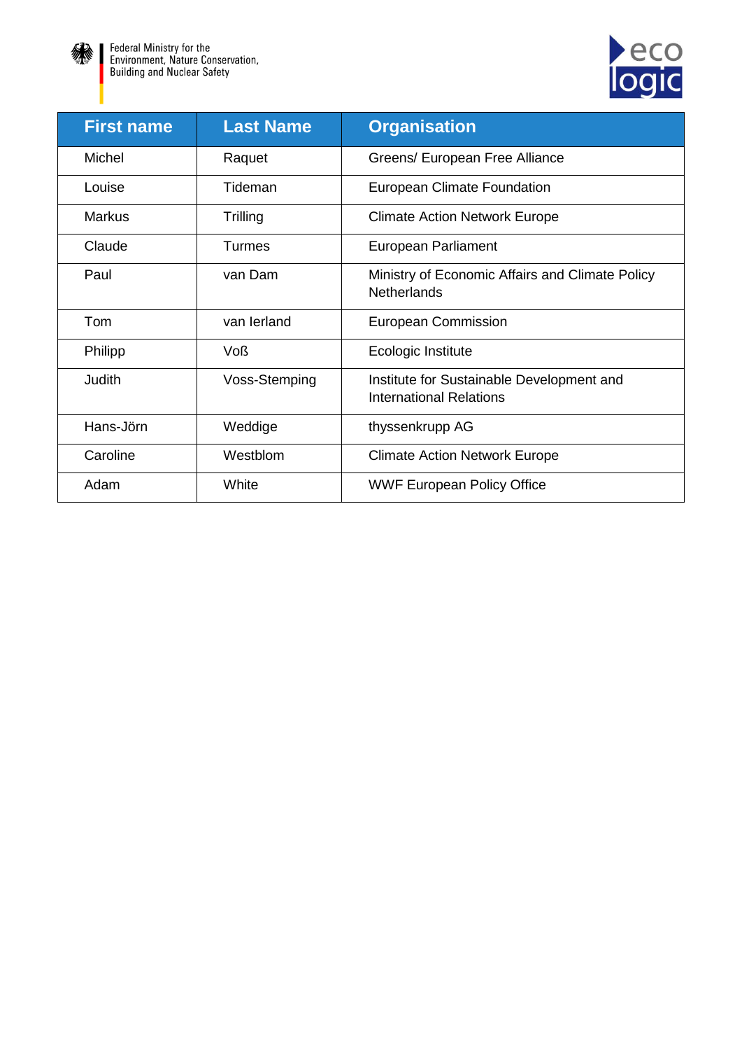| First name | Last Name | Organisation |
|---|---|---|
| Michel | Raquet | Greens/ European Free Alliance |
| Louise | Tideman | European Climate Foundation |
| Markus | Trilling | Climate Action Network Europe |
| Claude | Turmes | European Parliament |
| Paul | van Dam | Ministry of Economic Affairs and Climate Policy Netherlands |
| Tom | van Ierland | European Commission |
| Philipp | Voß | Ecologic Institute |
| Judith | Voss-Stemping | Institute for Sustainable Development and International Relations |
| Hans-Jörn | Weddige | thyssenkrupp AG |
| Caroline | Westblom | Climate Action Network Europe |
| Adam | White | WWF European Policy Office |